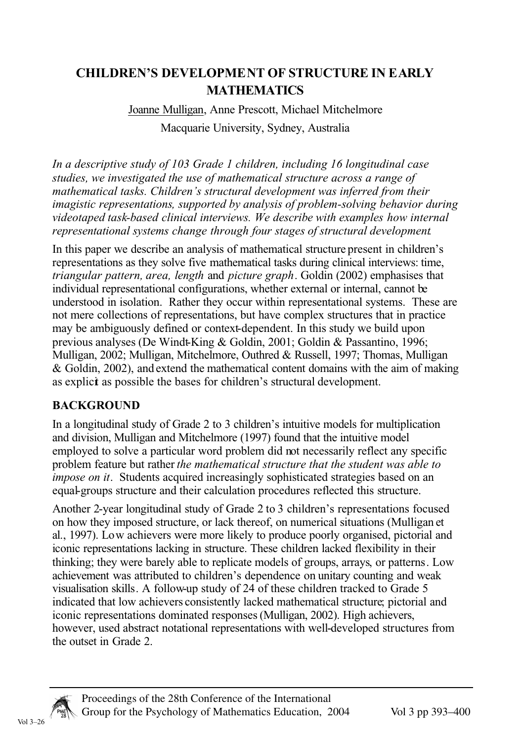# CHILDREN'S DEVELOPMENT OF STRUCTURE IN EARLY MATHEMATICS

Joanne Mulligan, Anne Prescott, Michael Mitchelmore

Macquarie University, Sydney, Australia

*In a descriptive study of 103 Grade 1 children, including 16 longitudinal case studies, we investigated the use of mathematical structure across a range of mathematical tasks. Children's structural development was inferred from their imagistic representations, supported by analysis of problem-solving behavior during videotaped task-based clinical interviews. We describe with examples how internal representational systems change through four stages of structural development.*

In this paper we describe an analysis of mathematical structure present in children's representations as they solve five mathematical tasks during clinical interviews: time, *triangular pattern, area, length* and *picture graph*. Goldin (2002) emphasises that individual representational configurations, whether external or internal, cannot be understood in isolation. Rather they occur within representational systems. These are not mere collections of representations, but have complex structures that in practice may be ambiguously defined or context-dependent. In this study we build upon previous analyses (De Windt-King & Goldin, 2001; Goldin & Passantino, 1996; Mulligan, 2002; Mulligan, Mitchelmore, Outhred & Russell, 1997; Thomas, Mulligan & Goldin, 2002), and extend the mathematical content domains with the aim of making as explicit as possible the bases for children's structural development.

## BACKGROUND

In a longitudinal study of Grade 2 to 3 children's intuitive models for multiplication and division, Mulligan and Mitchelmore (1997) found that the intuitive model employed to solve a particular word problem did not necessarily reflect any specific problem feature but rather *the mathematical structure that the student was able to impose on it*. Students acquired increasingly sophisticated strategies based on an equal-groups structure and their calculation procedures reflected this structure.

Another 2-year longitudinal study of Grade 2 to 3 children's representations focused on how they imposed structure, or lack thereof, on numerical situations (Mulligan et al., 1997). Low achievers were more likely to produce poorly organised, pictorial and iconic representations lacking in structure. These children lacked flexibility in their thinking; they were barely able to replicate models of groups, arrays, or patterns. Low achievement was attributed to children's dependence on unitary counting and weak visualisation skills. A follow-up study of 24 of these children tracked to Grade 5 indicated that low achievers consistently lacked mathematical structure; pictorial and iconic representations dominated responses (Mulligan, 2002). High achievers, however, used abstract notational representations with well-developed structures from the outset in Grade 2.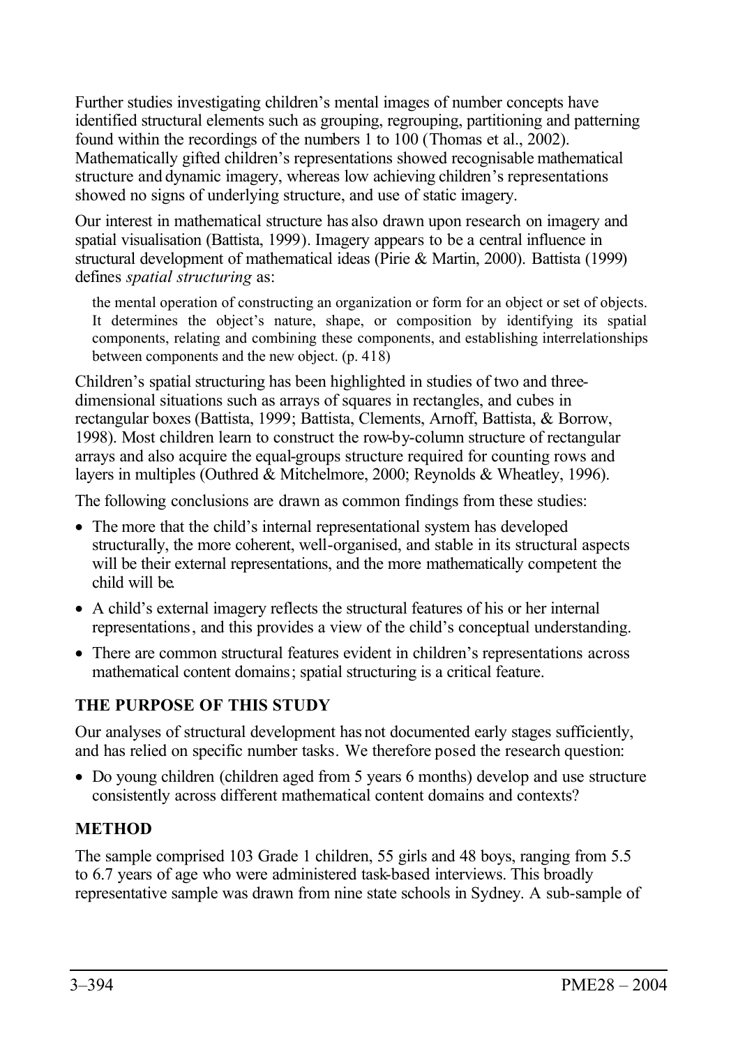Further studies investigating children's mental images of number concepts have identified structural elements such as grouping, regrouping, partitioning and patterning found within the recordings of the numbers 1 to 100 (Thomas et al., 2002). Mathematically gifted children's representations showed recognisable mathematical structure and dynamic imagery, whereas low achieving children's representations showed no signs of underlying structure, and use of static imagery.

Our interest in mathematical structure has also drawn upon research on imagery and spatial visualisation (Battista, 1999). Imagery appears to be a central influence in structural development of mathematical ideas (Pirie & Martin, 2000). Battista (1999) defines *spatial structuring* as:

> the mental operation of constructing an organization or form for an object or set of objects. It determines the object's nature, shape, or composition by identifying its spatial components, relating and combining these components, and establishing interrelationships between components and the new object. (p. 418)

Children's spatial structuring has been highlighted in studies of two and three-dimensional situations such as arrays of squares in rectangles, and cubes in rectangular boxes (Battista, 1999; Battista, Clements, Arnoff, Battista, & Borrow, 1998). Most children learn to construct the row-by-column structure of rectangular arrays and also acquire the equal-groups structure required for counting rows and layers in multiples (Outhred & Mitchelmore, 2000; Reynolds & Wheatley, 1996).

The following conclusions are drawn as common findings from these studies:

- The more that the child's internal representational system has developed structurally, the more coherent, well-organised, and stable in its structural aspects will be their external representations, and the more mathematically competent the child will be.
- A child's external imagery reflects the structural features of his or her internal representations, and this provides a view of the child's conceptual understanding.
- There are common structural features evident in children's representations across mathematical content domains; spatial structuring is a critical feature.

## THE PURPOSE OF THIS STUDY

Our analyses of structural development has not documented early stages sufficiently, and has relied on specific number tasks. We therefore posed the research question:

- Do young children (children aged from 5 years 6 months) develop and use structure consistently across different mathematical content domains and contexts?

## METHOD

The sample comprised 103 Grade 1 children, 55 girls and 48 boys, ranging from 5.5 to 6.7 years of age who were administered task-based interviews. This broadly representative sample was drawn from nine state schools in Sydney. A sub-sample of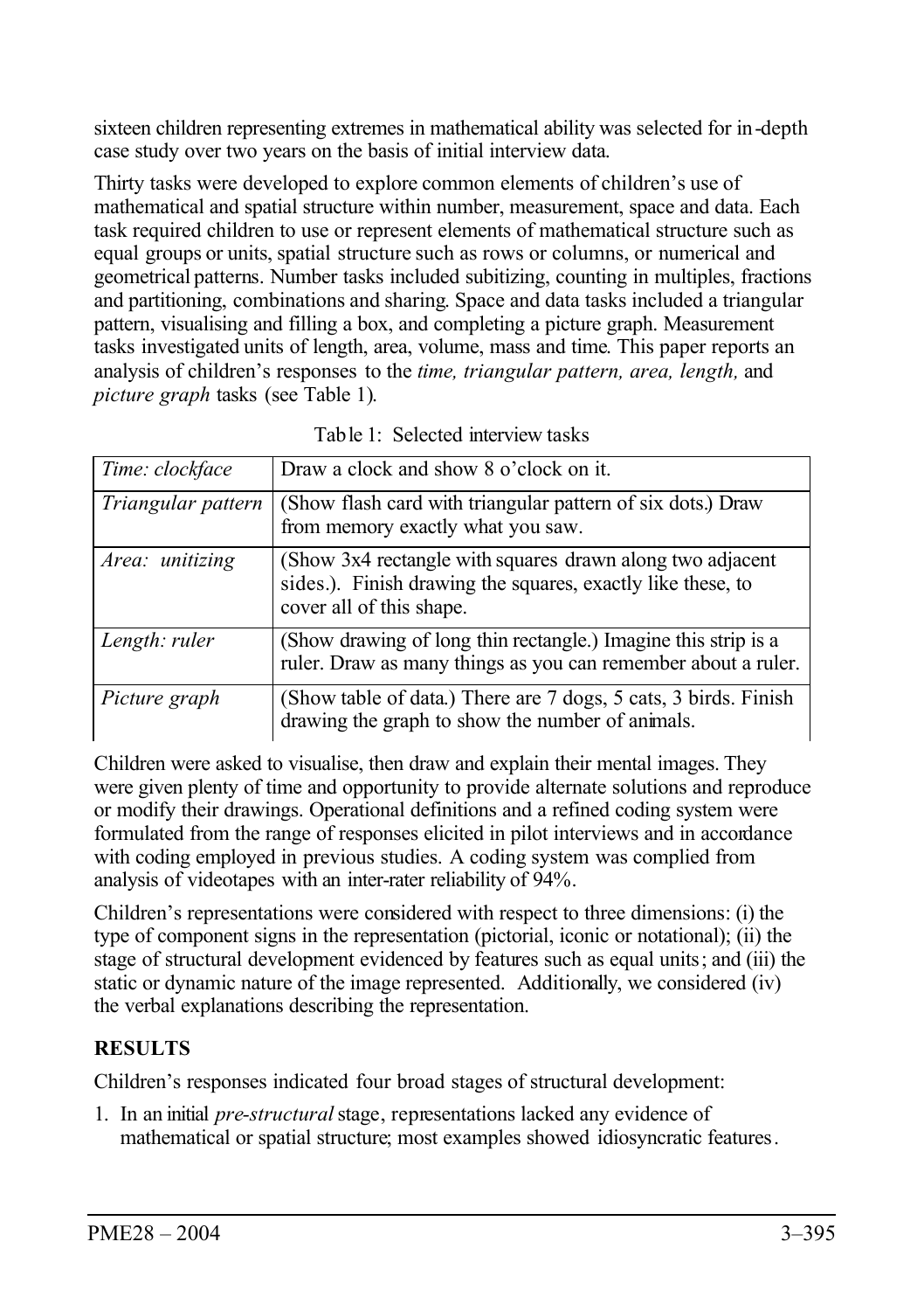sixteen children representing extremes in mathematical ability was selected for in-depth case study over two years on the basis of initial interview data.

Thirty tasks were developed to explore common elements of children's use of mathematical and spatial structure within number, measurement, space and data. Each task required children to use or represent elements of mathematical structure such as equal groups or units, spatial structure such as rows or columns, or numerical and geometrical patterns. Number tasks included subitizing, counting in multiples, fractions and partitioning, combinations and sharing. Space and data tasks included a triangular pattern, visualising and filling a box, and completing a picture graph. Measurement tasks investigated units of length, area, volume, mass and time. This paper reports an analysis of children's responses to the *time, triangular pattern, area, length,* and *picture graph* tasks (see Table 1).

Table 1: Selected interview tasks

| | |
|---|---|
| *Time: clockface* | Draw a clock and show 8 o'clock on it. |
| *Triangular pattern* | (Show flash card with triangular pattern of six dots.) Draw from memory exactly what you saw. |
| *Area: unitizing* | (Show 3x4 rectangle with squares drawn along two adjacent sides.). Finish drawing the squares, exactly like these, to cover all of this shape. |
| *Length: ruler* | (Show drawing of long thin rectangle.) Imagine this strip is a ruler. Draw as many things as you can remember about a ruler. |
| *Picture graph* | (Show table of data.) There are 7 dogs, 5 cats, 3 birds. Finish drawing the graph to show the number of animals. |

Children were asked to visualise, then draw and explain their mental images. They were given plenty of time and opportunity to provide alternate solutions and reproduce or modify their drawings. Operational definitions and a refined coding system were formulated from the range of responses elicited in pilot interviews and in accordance with coding employed in previous studies. A coding system was complied from analysis of videotapes with an inter-rater reliability of 94%.

Children's representations were considered with respect to three dimensions: (i) the type of component signs in the representation (pictorial, iconic or notational); (ii) the stage of structural development evidenced by features such as equal units; and (iii) the static or dynamic nature of the image represented. Additionally, we considered (iv) the verbal explanations describing the representation.

## RESULTS

Children's responses indicated four broad stages of structural development:

1. In an initial *pre-structural* stage, representations lacked any evidence of mathematical or spatial structure; most examples showed idiosyncratic features.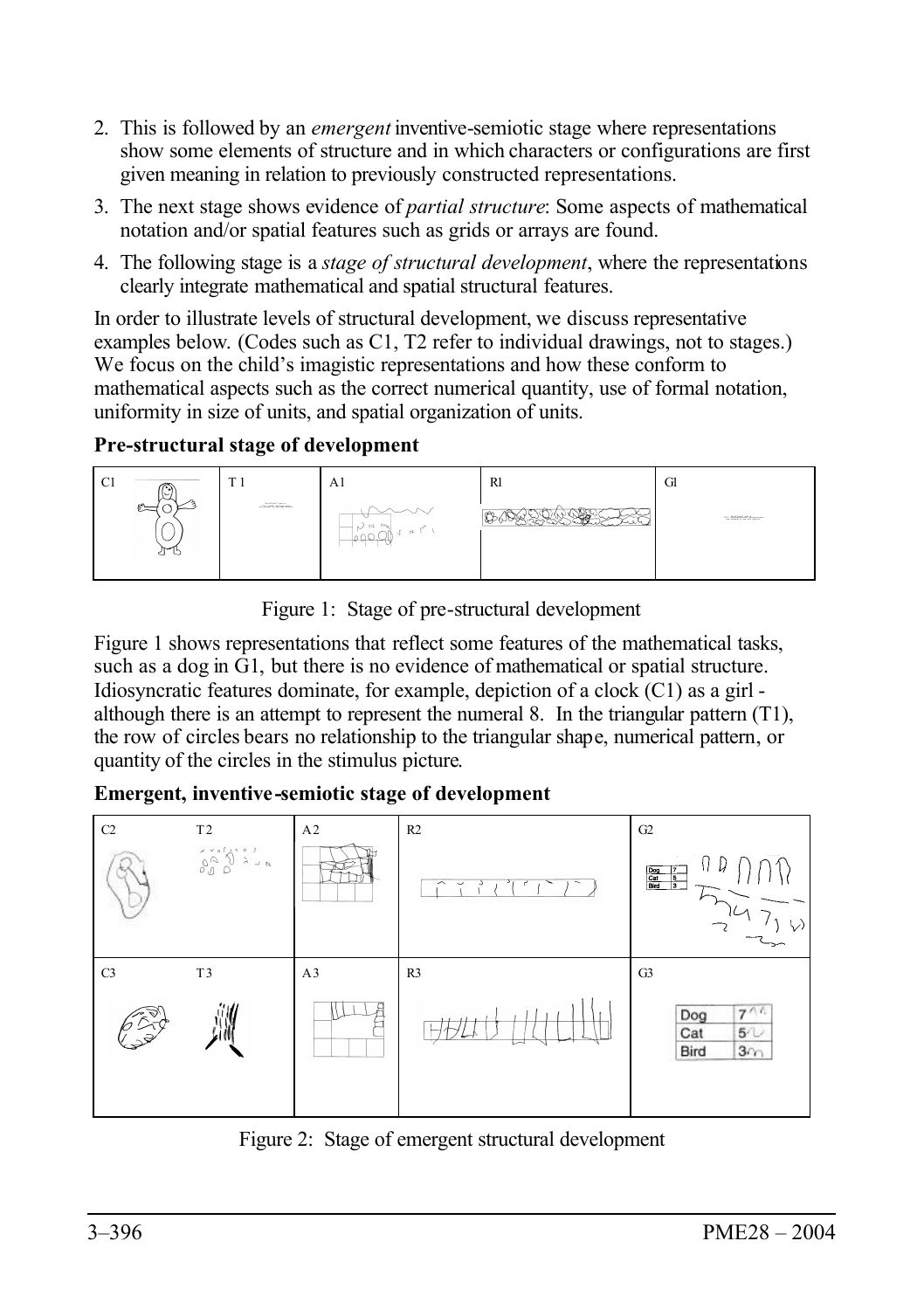2. This is followed by an *emergent* inventive-semiotic stage where representations show some elements of structure and in which characters or configurations are first given meaning in relation to previously constructed representations.
3. The next stage shows evidence of *partial structure*: Some aspects of mathematical notation and/or spatial features such as grids or arrays are found.
4. The following stage is a *stage of structural development*, where the representations clearly integrate mathematical and spatial structural features.

In order to illustrate levels of structural development, we discuss representative examples below. (Codes such as C1, T2 refer to individual drawings, not to stages.) We focus on the child's imagistic representations and how these conform to mathematical aspects such as the correct numerical quantity, use of formal notation, uniformity in size of units, and spatial organization of units.

**Pre-structural stage of development**

| C1 | T1 | A1 | R1 | G1 |
|---|---|---|---|---|

Figure 1: Stage of pre-structural development

Figure 1 shows representations that reflect some features of the mathematical tasks, such as a dog in G1, but there is no evidence of mathematical or spatial structure. Idiosyncratic features dominate, for example, depiction of a clock (C1) as a girl - although there is an attempt to represent the numeral 8. In the triangular pattern (T1), the row of circles bears no relationship to the triangular shape, numerical pattern, or quantity of the circles in the stimulus picture.

**Emergent, inventive-semiotic stage of development**

| C2 T2 | A2 | R2 | G2 |
|---|---|---|---|
| C3 T3 | A3 | R3 | G3 |

Figure 2: Stage of emergent structural development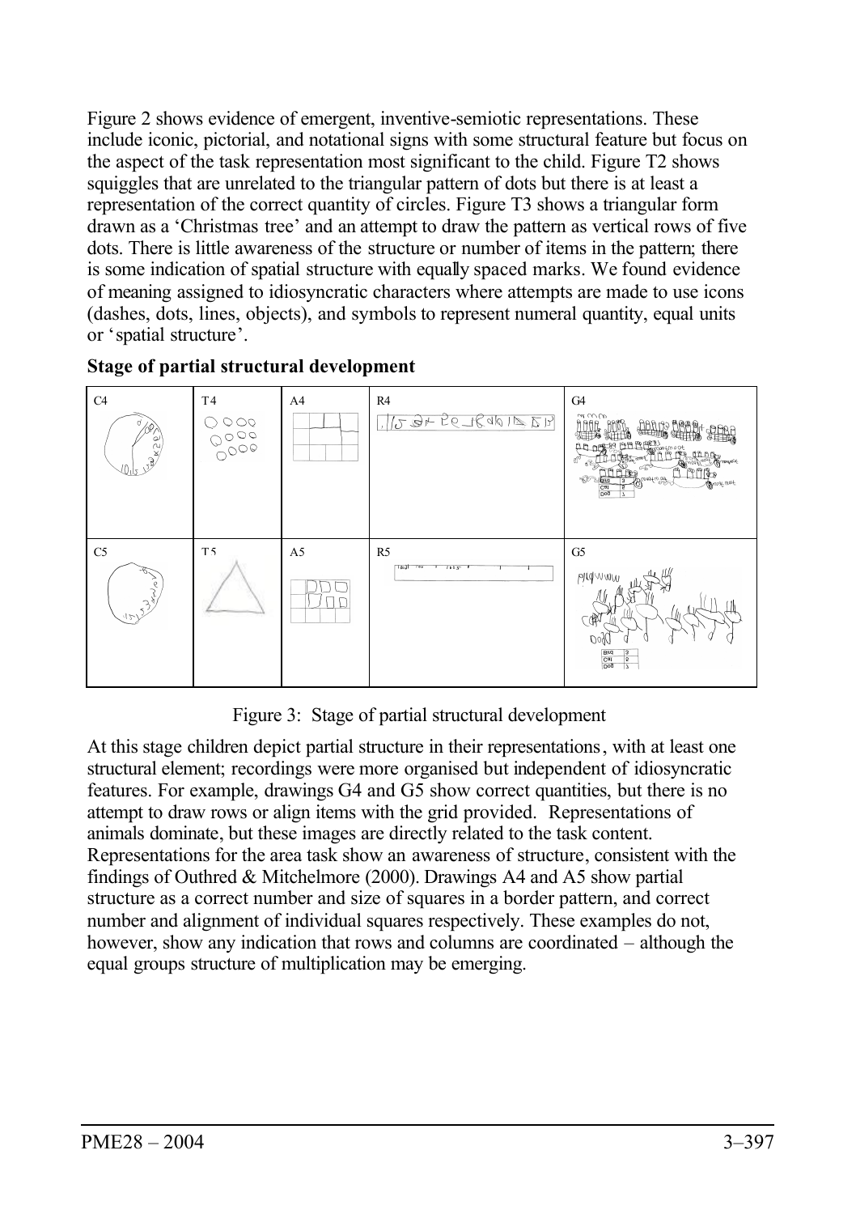Figure 2 shows evidence of emergent, inventive-semiotic representations. These include iconic, pictorial, and notational signs with some structural feature but focus on the aspect of the task representation most significant to the child. Figure T2 shows squiggles that are unrelated to the triangular pattern of dots but there is at least a representation of the correct quantity of circles. Figure T3 shows a triangular form drawn as a 'Christmas tree' and an attempt to draw the pattern as vertical rows of five dots. There is little awareness of the structure or number of items in the pattern; there is some indication of spatial structure with equally spaced marks. We found evidence of meaning assigned to idiosyncratic characters where attempts are made to use icons (dashes, dots, lines, objects), and symbols to represent numeral quantity, equal units or 'spatial structure'.

**Stage of partial structural development**

| C4 | T4 | A4 | R4 | G4 |
|---|---|---|---|---|
| C5 | T5 | A5 | R5 | G5 |

Figure 3: Stage of partial structural development

At this stage children depict partial structure in their representations, with at least one structural element; recordings were more organised but independent of idiosyncratic features. For example, drawings G4 and G5 show correct quantities, but there is no attempt to draw rows or align items with the grid provided. Representations of animals dominate, but these images are directly related to the task content. Representations for the area task show an awareness of structure, consistent with the findings of Outhred & Mitchelmore (2000). Drawings A4 and A5 show partial structure as a correct number and size of squares in a border pattern, and correct number and alignment of individual squares respectively. These examples do not, however, show any indication that rows and columns are coordinated – although the equal groups structure of multiplication may be emerging.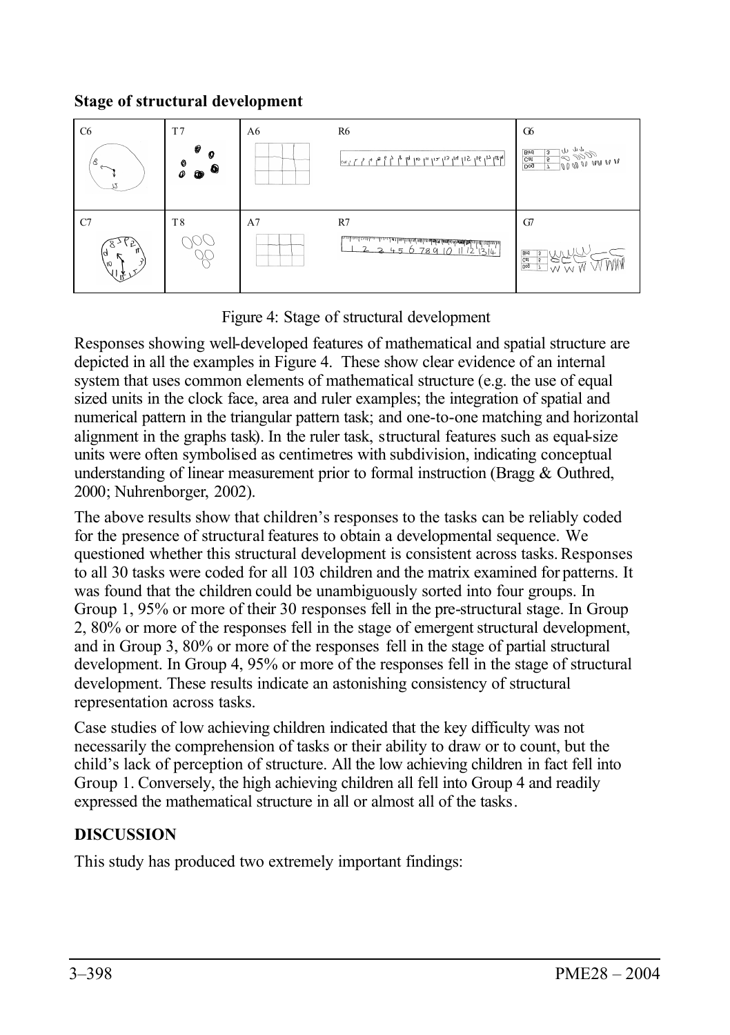### Stage of structural development

| C6 | T7 | A6 | R6 | G6 |
|---|---|---|---|---|
| C7 | T8 | A7 | R7 | G7 |

Figure 4: Stage of structural development

Responses showing well-developed features of mathematical and spatial structure are depicted in all the examples in Figure 4. These show clear evidence of an internal system that uses common elements of mathematical structure (e.g. the use of equal sized units in the clock face, area and ruler examples; the integration of spatial and numerical pattern in the triangular pattern task; and one-to-one matching and horizontal alignment in the graphs task). In the ruler task, structural features such as equal-size units were often symbolised as centimetres with subdivision, indicating conceptual understanding of linear measurement prior to formal instruction (Bragg & Outhred, 2000; Nuhrenborger, 2002).

The above results show that children's responses to the tasks can be reliably coded for the presence of structural features to obtain a developmental sequence. We questioned whether this structural development is consistent across tasks. Responses to all 30 tasks were coded for all 103 children and the matrix examined for patterns. It was found that the children could be unambiguously sorted into four groups. In Group 1, 95% or more of their 30 responses fell in the pre-structural stage. In Group 2, 80% or more of the responses fell in the stage of emergent structural development, and in Group 3, 80% or more of the responses fell in the stage of partial structural development. In Group 4, 95% or more of the responses fell in the stage of structural development. These results indicate an astonishing consistency of structural representation across tasks.

Case studies of low achieving children indicated that the key difficulty was not necessarily the comprehension of tasks or their ability to draw or to count, but the child's lack of perception of structure. All the low achieving children in fact fell into Group 1. Conversely, the high achieving children all fell into Group 4 and readily expressed the mathematical structure in all or almost all of the tasks.

## DISCUSSION

This study has produced two extremely important findings: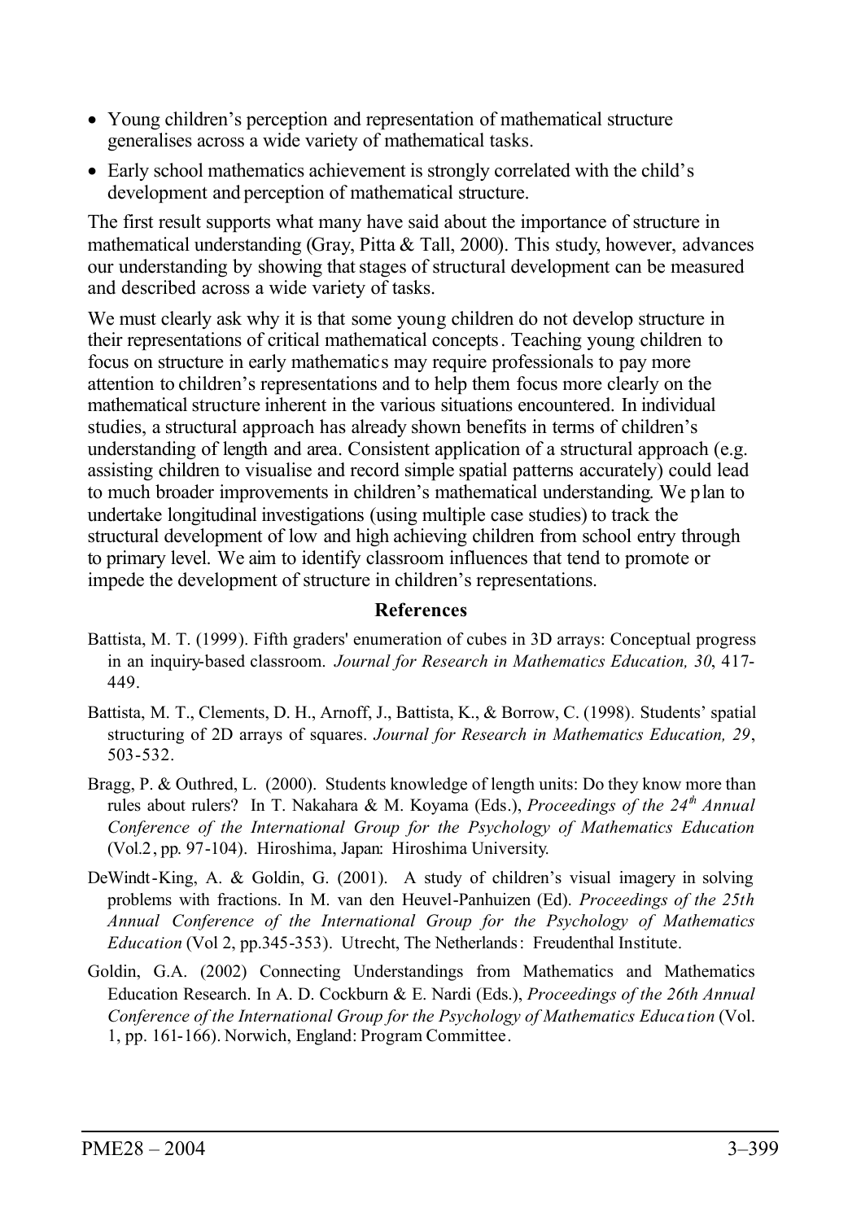- Young children's perception and representation of mathematical structure generalises across a wide variety of mathematical tasks.
- Early school mathematics achievement is strongly correlated with the child's development and perception of mathematical structure.

The first result supports what many have said about the importance of structure in mathematical understanding (Gray, Pitta & Tall, 2000). This study, however, advances our understanding by showing that stages of structural development can be measured and described across a wide variety of tasks.

We must clearly ask why it is that some young children do not develop structure in their representations of critical mathematical concepts. Teaching young children to focus on structure in early mathematics may require professionals to pay more attention to children's representations and to help them focus more clearly on the mathematical structure inherent in the various situations encountered. In individual studies, a structural approach has already shown benefits in terms of children's understanding of length and area. Consistent application of a structural approach (e.g. assisting children to visualise and record simple spatial patterns accurately) could lead to much broader improvements in children's mathematical understanding. We plan to undertake longitudinal investigations (using multiple case studies) to track the structural development of low and high achieving children from school entry through to primary level. We aim to identify classroom influences that tend to promote or impede the development of structure in children's representations.

## References

Battista, M. T. (1999). Fifth graders' enumeration of cubes in 3D arrays: Conceptual progress in an inquiry-based classroom. *Journal for Research in Mathematics Education, 30*, 417-449.

Battista, M. T., Clements, D. H., Arnoff, J., Battista, K., & Borrow, C. (1998). Students' spatial structuring of 2D arrays of squares. *Journal for Research in Mathematics Education, 29*, 503-532.

Bragg, P. & Outhred, L. (2000). Students knowledge of length units: Do they know more than rules about rulers? In T. Nakahara & M. Koyama (Eds.), *Proceedings of the 24th Annual Conference of the International Group for the Psychology of Mathematics Education* (Vol.2, pp. 97-104). Hiroshima, Japan: Hiroshima University.

DeWindt-King, A. & Goldin, G. (2001). A study of children's visual imagery in solving problems with fractions. In M. van den Heuvel-Panhuizen (Ed). *Proceedings of the 25th Annual Conference of the International Group for the Psychology of Mathematics Education* (Vol 2, pp.345-353). Utrecht, The Netherlands: Freudenthal Institute.

Goldin, G.A. (2002) Connecting Understandings from Mathematics and Mathematics Education Research. In A. D. Cockburn & E. Nardi (Eds.), *Proceedings of the 26th Annual Conference of the International Group for the Psychology of Mathematics Education* (Vol. 1, pp. 161-166). Norwich, England: Program Committee.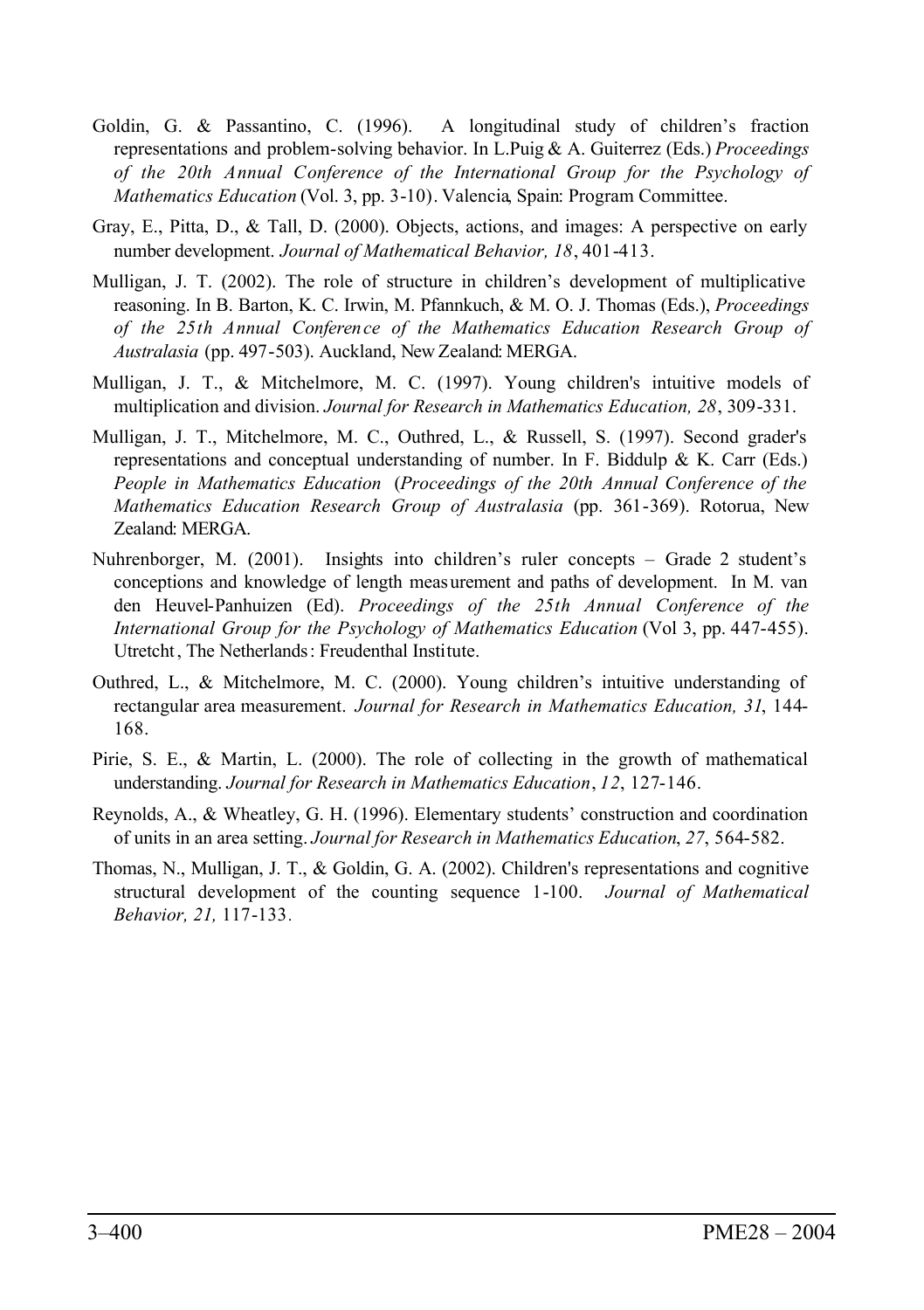Goldin, G. & Passantino, C. (1996). A longitudinal study of children's fraction representations and problem-solving behavior. In L.Puig & A. Guiterrez (Eds.) *Proceedings of the 20th Annual Conference of the International Group for the Psychology of Mathematics Education* (Vol. 3, pp. 3-10). Valencia, Spain: Program Committee.

Gray, E., Pitta, D., & Tall, D. (2000). Objects, actions, and images: A perspective on early number development. *Journal of Mathematical Behavior, 18*, 401-413.

Mulligan, J. T. (2002). The role of structure in children's development of multiplicative reasoning. In B. Barton, K. C. Irwin, M. Pfannkuch, & M. O. J. Thomas (Eds.), *Proceedings of the 25th Annual Conference of the Mathematics Education Research Group of Australasia* (pp. 497-503). Auckland, New Zealand: MERGA.

Mulligan, J. T., & Mitchelmore, M. C. (1997). Young children's intuitive models of multiplication and division. *Journal for Research in Mathematics Education, 28*, 309-331.

Mulligan, J. T., Mitchelmore, M. C., Outhred, L., & Russell, S. (1997). Second grader's representations and conceptual understanding of number. In F. Biddulp & K. Carr (Eds.) *People in Mathematics Education* (*Proceedings of the 20th Annual Conference of the Mathematics Education Research Group of Australasia* (pp. 361-369). Rotorua, New Zealand: MERGA.

Nuhrenborger, M. (2001). Insights into children's ruler concepts – Grade 2 student's conceptions and knowledge of length measurement and paths of development. In M. van den Heuvel-Panhuizen (Ed). *Proceedings of the 25th Annual Conference of the International Group for the Psychology of Mathematics Education* (Vol 3, pp. 447-455). Utretcht, The Netherlands: Freudenthal Institute.

Outhred, L., & Mitchelmore, M. C. (2000). Young children's intuitive understanding of rectangular area measurement. *Journal for Research in Mathematics Education, 31*, 144-168.

Pirie, S. E., & Martin, L. (2000). The role of collecting in the growth of mathematical understanding. *Journal for Research in Mathematics Education*, *12*, 127-146.

Reynolds, A., & Wheatley, G. H. (1996). Elementary students' construction and coordination of units in an area setting. *Journal for Research in Mathematics Education*, *27*, 564-582.

Thomas, N., Mulligan, J. T., & Goldin, G. A. (2002). Children's representations and cognitive structural development of the counting sequence 1-100. *Journal of Mathematical Behavior, 21,* 117-133.